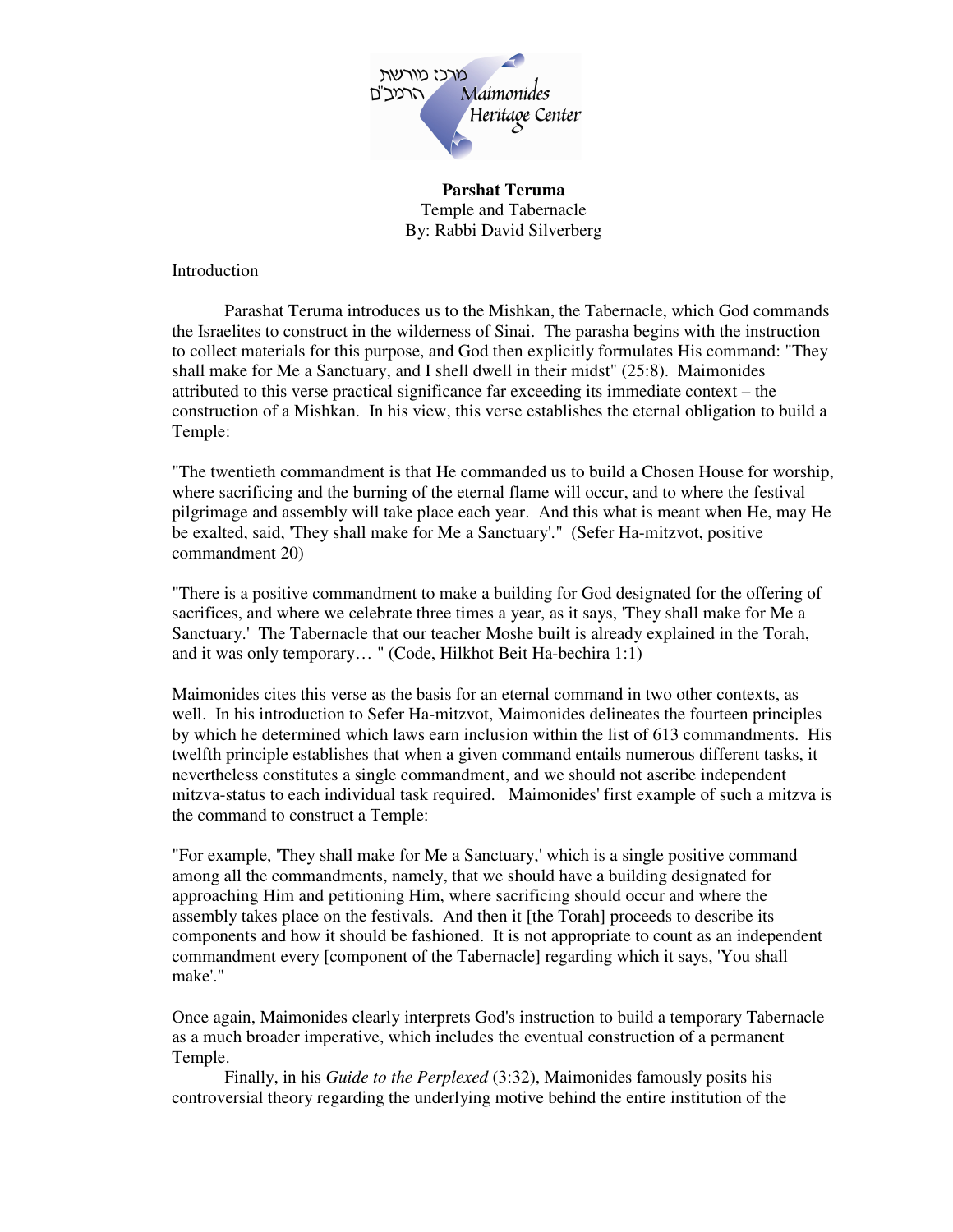**Parshat Teruma**
Temple and Tabernacle
By: Rabbi David Silverberg

Introduction

Parashat Teruma introduces us to the Mishkan, the Tabernacle, which God commands the Israelites to construct in the wilderness of Sinai. The parasha begins with the instruction to collect materials for this purpose, and God then explicitly formulates His command: "They shall make for Me a Sanctuary, and I shell dwell in their midst" (25:8). Maimonides attributed to this verse practical significance far exceeding its immediate context – the construction of a Mishkan. In his view, this verse establishes the eternal obligation to build a Temple:

"The twentieth commandment is that He commanded us to build a Chosen House for worship, where sacrificing and the burning of the eternal flame will occur, and to where the festival pilgrimage and assembly will take place each year. And this what is meant when He, may He be exalted, said, 'They shall make for Me a Sanctuary'." (Sefer Ha-mitzvot, positive commandment 20)

"There is a positive commandment to make a building for God designated for the offering of sacrifices, and where we celebrate three times a year, as it says, 'They shall make for Me a Sanctuary.' The Tabernacle that our teacher Moshe built is already explained in the Torah, and it was only temporary… " (Code, Hilkhot Beit Ha-bechira 1:1)

Maimonides cites this verse as the basis for an eternal command in two other contexts, as well. In his introduction to Sefer Ha-mitzvot, Maimonides delineates the fourteen principles by which he determined which laws earn inclusion within the list of 613 commandments. His twelfth principle establishes that when a given command entails numerous different tasks, it nevertheless constitutes a single commandment, and we should not ascribe independent mitzva-status to each individual task required. Maimonides' first example of such a mitzva is the command to construct a Temple:

"For example, 'They shall make for Me a Sanctuary,' which is a single positive command among all the commandments, namely, that we should have a building designated for approaching Him and petitioning Him, where sacrificing should occur and where the assembly takes place on the festivals. And then it [the Torah] proceeds to describe its components and how it should be fashioned. It is not appropriate to count as an independent commandment every [component of the Tabernacle] regarding which it says, 'You shall make'."

Once again, Maimonides clearly interprets God's instruction to build a temporary Tabernacle as a much broader imperative, which includes the eventual construction of a permanent Temple.

Finally, in his *Guide to the Perplexed* (3:32), Maimonides famously posits his controversial theory regarding the underlying motive behind the entire institution of the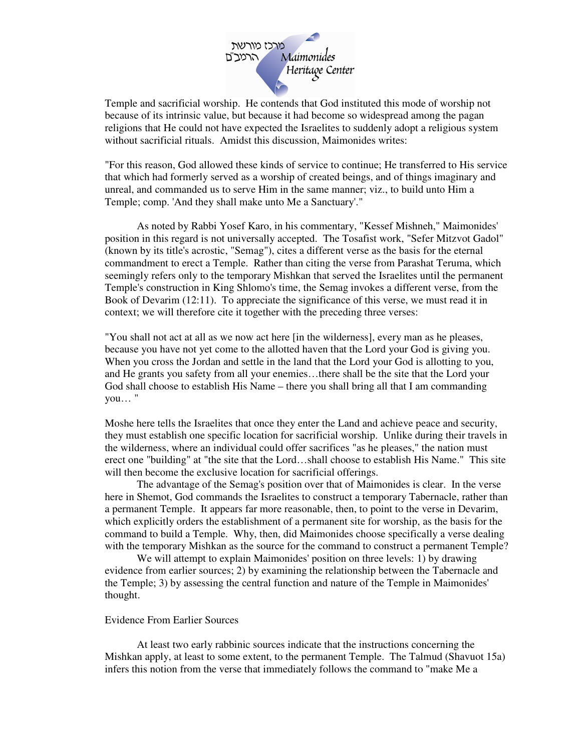Temple and sacrificial worship. He contends that God instituted this mode of worship not because of its intrinsic value, but because it had become so widespread among the pagan religions that He could not have expected the Israelites to suddenly adopt a religious system without sacrificial rituals. Amidst this discussion, Maimonides writes:

"For this reason, God allowed these kinds of service to continue; He transferred to His service that which had formerly served as a worship of created beings, and of things imaginary and unreal, and commanded us to serve Him in the same manner; viz., to build unto Him a Temple; comp. 'And they shall make unto Me a Sanctuary'."

As noted by Rabbi Yosef Karo, in his commentary, "Kessef Mishneh," Maimonides' position in this regard is not universally accepted. The Tosafist work, "Sefer Mitzvot Gadol" (known by its title's acrostic, "Semag"), cites a different verse as the basis for the eternal commandment to erect a Temple. Rather than citing the verse from Parashat Teruma, which seemingly refers only to the temporary Mishkan that served the Israelites until the permanent Temple's construction in King Shlomo's time, the Semag invokes a different verse, from the Book of Devarim (12:11). To appreciate the significance of this verse, we must read it in context; we will therefore cite it together with the preceding three verses:

"You shall not act at all as we now act here [in the wilderness], every man as he pleases, because you have not yet come to the allotted haven that the Lord your God is giving you. When you cross the Jordan and settle in the land that the Lord your God is allotting to you, and He grants you safety from all your enemies…there shall be the site that the Lord your God shall choose to establish His Name – there you shall bring all that I am commanding you… "

Moshe here tells the Israelites that once they enter the Land and achieve peace and security, they must establish one specific location for sacrificial worship. Unlike during their travels in the wilderness, where an individual could offer sacrifices "as he pleases," the nation must erect one "building" at "the site that the Lord…shall choose to establish His Name." This site will then become the exclusive location for sacrificial offerings.

The advantage of the Semag's position over that of Maimonides is clear. In the verse here in Shemot, God commands the Israelites to construct a temporary Tabernacle, rather than a permanent Temple. It appears far more reasonable, then, to point to the verse in Devarim, which explicitly orders the establishment of a permanent site for worship, as the basis for the command to build a Temple. Why, then, did Maimonides choose specifically a verse dealing with the temporary Mishkan as the source for the command to construct a permanent Temple?

We will attempt to explain Maimonides' position on three levels: 1) by drawing evidence from earlier sources; 2) by examining the relationship between the Tabernacle and the Temple; 3) by assessing the central function and nature of the Temple in Maimonides' thought.

## Evidence From Earlier Sources

At least two early rabbinic sources indicate that the instructions concerning the Mishkan apply, at least to some extent, to the permanent Temple. The Talmud (Shavuot 15a) infers this notion from the verse that immediately follows the command to "make Me a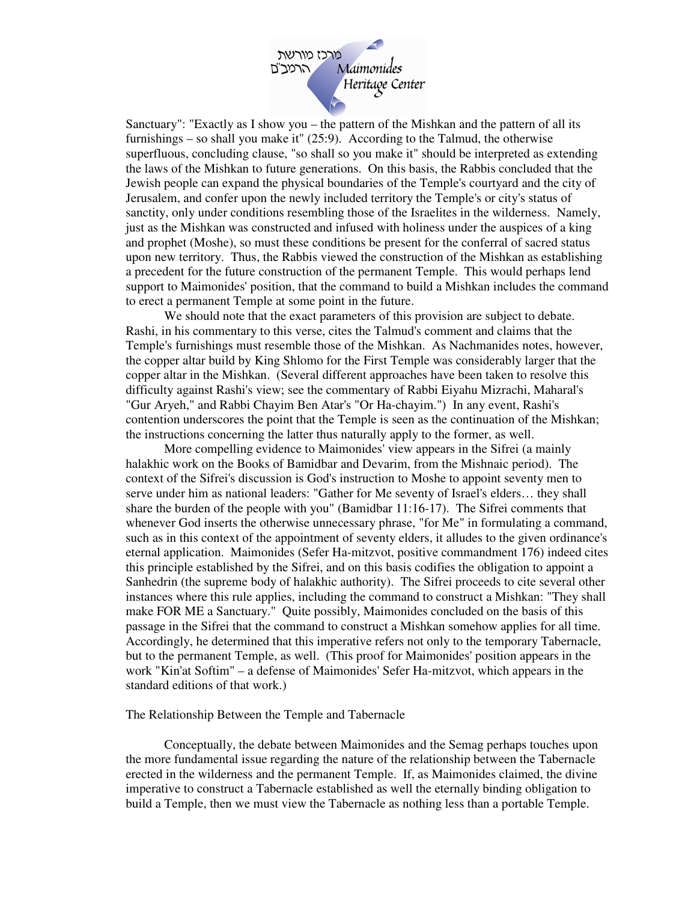Sanctuary": "Exactly as I show you – the pattern of the Mishkan and the pattern of all its furnishings – so shall you make it" (25:9). According to the Talmud, the otherwise superfluous, concluding clause, "so shall so you make it" should be interpreted as extending the laws of the Mishkan to future generations. On this basis, the Rabbis concluded that the Jewish people can expand the physical boundaries of the Temple's courtyard and the city of Jerusalem, and confer upon the newly included territory the Temple's or city's status of sanctity, only under conditions resembling those of the Israelites in the wilderness. Namely, just as the Mishkan was constructed and infused with holiness under the auspices of a king and prophet (Moshe), so must these conditions be present for the conferral of sacred status upon new territory. Thus, the Rabbis viewed the construction of the Mishkan as establishing a precedent for the future construction of the permanent Temple. This would perhaps lend support to Maimonides' position, that the command to build a Mishkan includes the command to erect a permanent Temple at some point in the future.

We should note that the exact parameters of this provision are subject to debate. Rashi, in his commentary to this verse, cites the Talmud's comment and claims that the Temple's furnishings must resemble those of the Mishkan. As Nachmanides notes, however, the copper altar build by King Shlomo for the First Temple was considerably larger that the copper altar in the Mishkan. (Several different approaches have been taken to resolve this difficulty against Rashi's view; see the commentary of Rabbi Eiyahu Mizrachi, Maharal's "Gur Aryeh," and Rabbi Chayim Ben Atar's "Or Ha-chayim.") In any event, Rashi's contention underscores the point that the Temple is seen as the continuation of the Mishkan; the instructions concerning the latter thus naturally apply to the former, as well.

More compelling evidence to Maimonides' view appears in the Sifrei (a mainly halakhic work on the Books of Bamidbar and Devarim, from the Mishnaic period). The context of the Sifrei's discussion is God's instruction to Moshe to appoint seventy men to serve under him as national leaders: "Gather for Me seventy of Israel's elders… they shall share the burden of the people with you" (Bamidbar 11:16-17). The Sifrei comments that whenever God inserts the otherwise unnecessary phrase, "for Me" in formulating a command, such as in this context of the appointment of seventy elders, it alludes to the given ordinance's eternal application. Maimonides (Sefer Ha-mitzvot, positive commandment 176) indeed cites this principle established by the Sifrei, and on this basis codifies the obligation to appoint a Sanhedrin (the supreme body of halakhic authority). The Sifrei proceeds to cite several other instances where this rule applies, including the command to construct a Mishkan: "They shall make FOR ME a Sanctuary." Quite possibly, Maimonides concluded on the basis of this passage in the Sifrei that the command to construct a Mishkan somehow applies for all time. Accordingly, he determined that this imperative refers not only to the temporary Tabernacle, but to the permanent Temple, as well. (This proof for Maimonides' position appears in the work "Kin'at Softim" – a defense of Maimonides' Sefer Ha-mitzvot, which appears in the standard editions of that work.)

## The Relationship Between the Temple and Tabernacle

Conceptually, the debate between Maimonides and the Semag perhaps touches upon the more fundamental issue regarding the nature of the relationship between the Tabernacle erected in the wilderness and the permanent Temple. If, as Maimonides claimed, the divine imperative to construct a Tabernacle established as well the eternally binding obligation to build a Temple, then we must view the Tabernacle as nothing less than a portable Temple.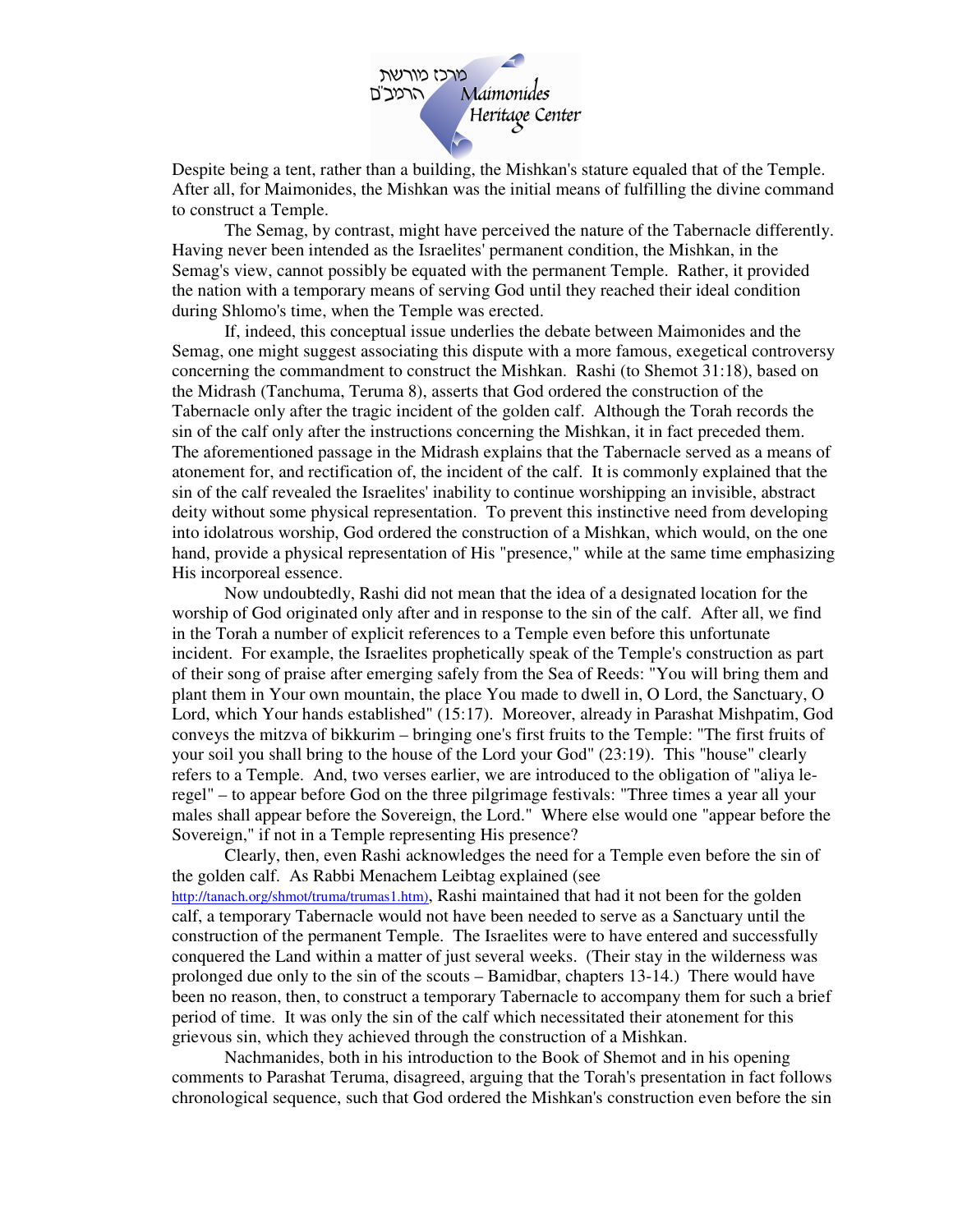Despite being a tent, rather than a building, the Mishkan's stature equaled that of the Temple. After all, for Maimonides, the Mishkan was the initial means of fulfilling the divine command to construct a Temple.

The Semag, by contrast, might have perceived the nature of the Tabernacle differently. Having never been intended as the Israelites' permanent condition, the Mishkan, in the Semag's view, cannot possibly be equated with the permanent Temple. Rather, it provided the nation with a temporary means of serving God until they reached their ideal condition during Shlomo's time, when the Temple was erected.

If, indeed, this conceptual issue underlies the debate between Maimonides and the Semag, one might suggest associating this dispute with a more famous, exegetical controversy concerning the commandment to construct the Mishkan. Rashi (to Shemot 31:18), based on the Midrash (Tanchuma, Teruma 8), asserts that God ordered the construction of the Tabernacle only after the tragic incident of the golden calf. Although the Torah records the sin of the calf only after the instructions concerning the Mishkan, it in fact preceded them. The aforementioned passage in the Midrash explains that the Tabernacle served as a means of atonement for, and rectification of, the incident of the calf. It is commonly explained that the sin of the calf revealed the Israelites' inability to continue worshipping an invisible, abstract deity without some physical representation. To prevent this instinctive need from developing into idolatrous worship, God ordered the construction of a Mishkan, which would, on the one hand, provide a physical representation of His "presence," while at the same time emphasizing His incorporeal essence.

Now undoubtedly, Rashi did not mean that the idea of a designated location for the worship of God originated only after and in response to the sin of the calf. After all, we find in the Torah a number of explicit references to a Temple even before this unfortunate incident. For example, the Israelites prophetically speak of the Temple's construction as part of their song of praise after emerging safely from the Sea of Reeds: "You will bring them and plant them in Your own mountain, the place You made to dwell in, O Lord, the Sanctuary, O Lord, which Your hands established" (15:17). Moreover, already in Parashat Mishpatim, God conveys the mitzva of bikkurim – bringing one's first fruits to the Temple: "The first fruits of your soil you shall bring to the house of the Lord your God" (23:19). This "house" clearly refers to a Temple. And, two verses earlier, we are introduced to the obligation of "aliya le-regel" – to appear before God on the three pilgrimage festivals: "Three times a year all your males shall appear before the Sovereign, the Lord." Where else would one "appear before the Sovereign," if not in a Temple representing His presence?

Clearly, then, even Rashi acknowledges the need for a Temple even before the sin of the golden calf. As Rabbi Menachem Leibtag explained (see http://tanach.org/shmot/truma/trumas1.htm), Rashi maintained that had it not been for the golden calf, a temporary Tabernacle would not have been needed to serve as a Sanctuary until the construction of the permanent Temple. The Israelites were to have entered and successfully conquered the Land within a matter of just several weeks. (Their stay in the wilderness was prolonged due only to the sin of the scouts – Bamidbar, chapters 13-14.) There would have been no reason, then, to construct a temporary Tabernacle to accompany them for such a brief period of time. It was only the sin of the calf which necessitated their atonement for this grievous sin, which they achieved through the construction of a Mishkan.

Nachmanides, both in his introduction to the Book of Shemot and in his opening comments to Parashat Teruma, disagreed, arguing that the Torah's presentation in fact follows chronological sequence, such that God ordered the Mishkan's construction even before the sin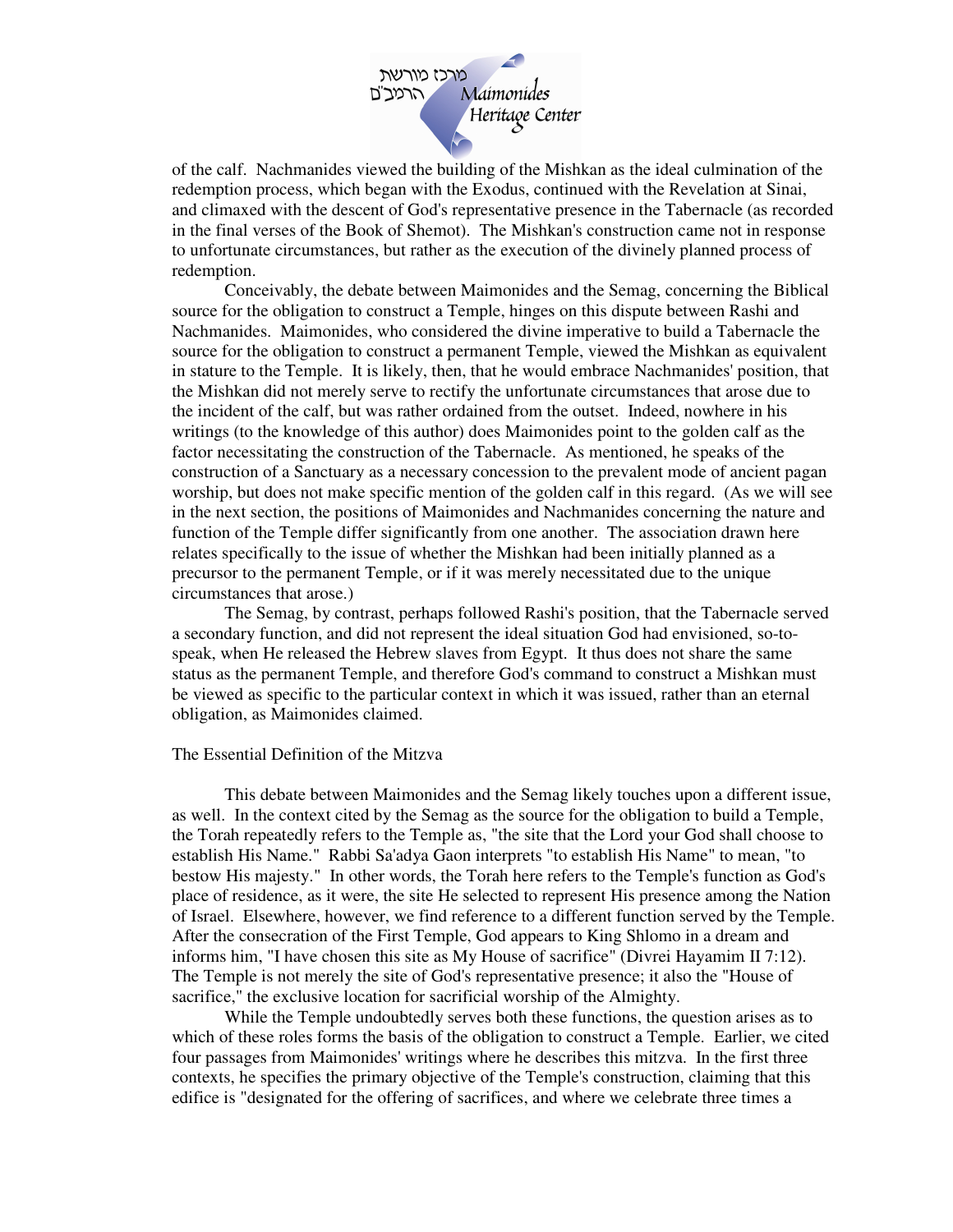of the calf. Nachmanides viewed the building of the Mishkan as the ideal culmination of the redemption process, which began with the Exodus, continued with the Revelation at Sinai, and climaxed with the descent of God's representative presence in the Tabernacle (as recorded in the final verses of the Book of Shemot). The Mishkan's construction came not in response to unfortunate circumstances, but rather as the execution of the divinely planned process of redemption.

Conceivably, the debate between Maimonides and the Semag, concerning the Biblical source for the obligation to construct a Temple, hinges on this dispute between Rashi and Nachmanides. Maimonides, who considered the divine imperative to build a Tabernacle the source for the obligation to construct a permanent Temple, viewed the Mishkan as equivalent in stature to the Temple. It is likely, then, that he would embrace Nachmanides' position, that the Mishkan did not merely serve to rectify the unfortunate circumstances that arose due to the incident of the calf, but was rather ordained from the outset. Indeed, nowhere in his writings (to the knowledge of this author) does Maimonides point to the golden calf as the factor necessitating the construction of the Tabernacle. As mentioned, he speaks of the construction of a Sanctuary as a necessary concession to the prevalent mode of ancient pagan worship, but does not make specific mention of the golden calf in this regard. (As we will see in the next section, the positions of Maimonides and Nachmanides concerning the nature and function of the Temple differ significantly from one another. The association drawn here relates specifically to the issue of whether the Mishkan had been initially planned as a precursor to the permanent Temple, or if it was merely necessitated due to the unique circumstances that arose.)

The Semag, by contrast, perhaps followed Rashi's position, that the Tabernacle served a secondary function, and did not represent the ideal situation God had envisioned, so-to-speak, when He released the Hebrew slaves from Egypt. It thus does not share the same status as the permanent Temple, and therefore God's command to construct a Mishkan must be viewed as specific to the particular context in which it was issued, rather than an eternal obligation, as Maimonides claimed.

## The Essential Definition of the Mitzva

This debate between Maimonides and the Semag likely touches upon a different issue, as well. In the context cited by the Semag as the source for the obligation to build a Temple, the Torah repeatedly refers to the Temple as, "the site that the Lord your God shall choose to establish His Name." Rabbi Sa'adya Gaon interprets "to establish His Name" to mean, "to bestow His majesty." In other words, the Torah here refers to the Temple's function as God's place of residence, as it were, the site He selected to represent His presence among the Nation of Israel. Elsewhere, however, we find reference to a different function served by the Temple. After the consecration of the First Temple, God appears to King Shlomo in a dream and informs him, "I have chosen this site as My House of sacrifice" (Divrei Hayamim II 7:12). The Temple is not merely the site of God's representative presence; it also the "House of sacrifice," the exclusive location for sacrificial worship of the Almighty.

While the Temple undoubtedly serves both these functions, the question arises as to which of these roles forms the basis of the obligation to construct a Temple. Earlier, we cited four passages from Maimonides' writings where he describes this mitzva. In the first three contexts, he specifies the primary objective of the Temple's construction, claiming that this edifice is "designated for the offering of sacrifices, and where we celebrate three times a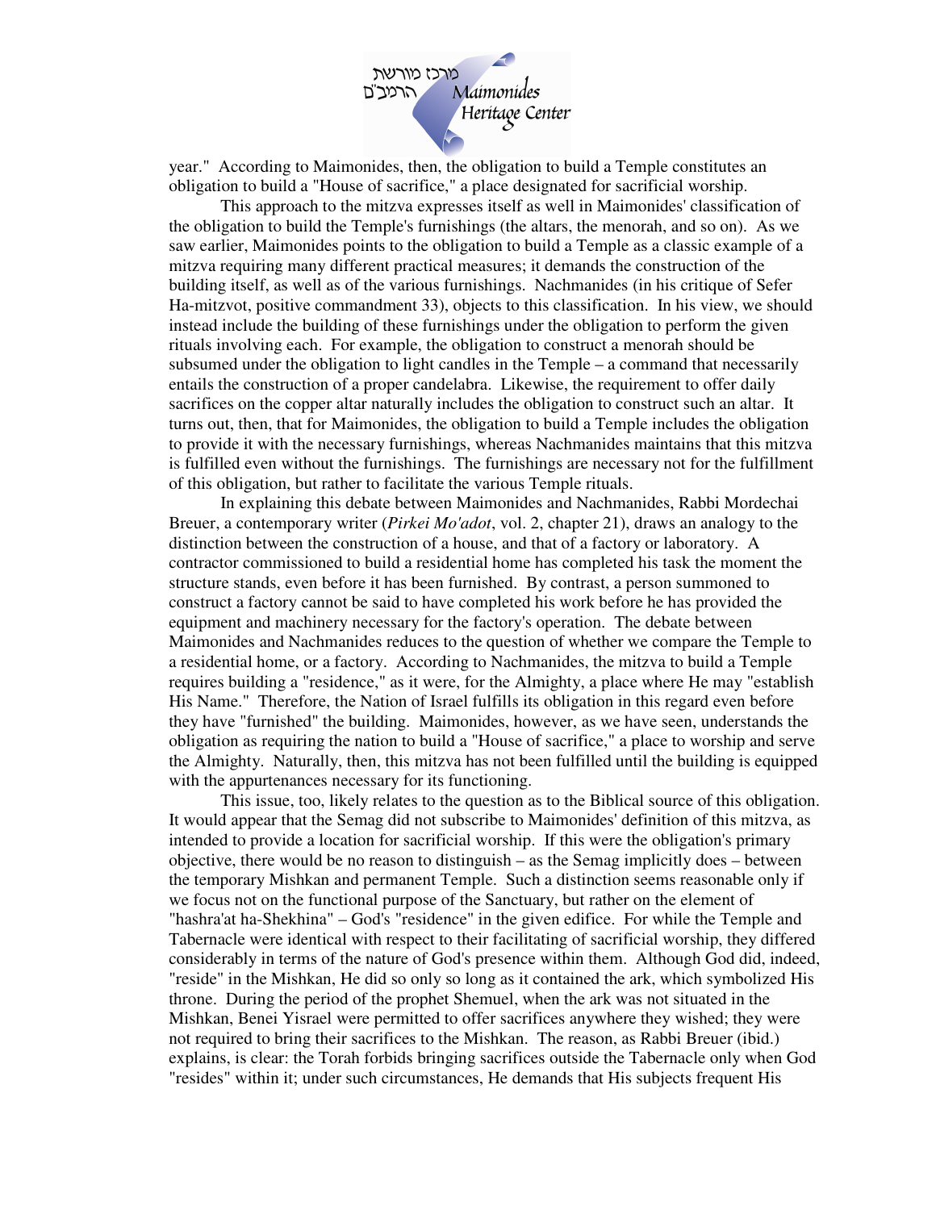year." According to Maimonides, then, the obligation to build a Temple constitutes an obligation to build a "House of sacrifice," a place designated for sacrificial worship.

This approach to the mitzva expresses itself as well in Maimonides' classification of the obligation to build the Temple's furnishings (the altars, the menorah, and so on). As we saw earlier, Maimonides points to the obligation to build a Temple as a classic example of a mitzva requiring many different practical measures; it demands the construction of the building itself, as well as of the various furnishings. Nachmanides (in his critique of Sefer Ha-mitzvot, positive commandment 33), objects to this classification. In his view, we should instead include the building of these furnishings under the obligation to perform the given rituals involving each. For example, the obligation to construct a menorah should be subsumed under the obligation to light candles in the Temple – a command that necessarily entails the construction of a proper candelabra. Likewise, the requirement to offer daily sacrifices on the copper altar naturally includes the obligation to construct such an altar. It turns out, then, that for Maimonides, the obligation to build a Temple includes the obligation to provide it with the necessary furnishings, whereas Nachmanides maintains that this mitzva is fulfilled even without the furnishings. The furnishings are necessary not for the fulfillment of this obligation, but rather to facilitate the various Temple rituals.

In explaining this debate between Maimonides and Nachmanides, Rabbi Mordechai Breuer, a contemporary writer (*Pirkei Mo'adot*, vol. 2, chapter 21), draws an analogy to the distinction between the construction of a house, and that of a factory or laboratory. A contractor commissioned to build a residential home has completed his task the moment the structure stands, even before it has been furnished. By contrast, a person summoned to construct a factory cannot be said to have completed his work before he has provided the equipment and machinery necessary for the factory's operation. The debate between Maimonides and Nachmanides reduces to the question of whether we compare the Temple to a residential home, or a factory. According to Nachmanides, the mitzva to build a Temple requires building a "residence," as it were, for the Almighty, a place where He may "establish His Name." Therefore, the Nation of Israel fulfills its obligation in this regard even before they have "furnished" the building. Maimonides, however, as we have seen, understands the obligation as requiring the nation to build a "House of sacrifice," a place to worship and serve the Almighty. Naturally, then, this mitzva has not been fulfilled until the building is equipped with the appurtenances necessary for its functioning.

This issue, too, likely relates to the question as to the Biblical source of this obligation. It would appear that the Semag did not subscribe to Maimonides' definition of this mitzva, as intended to provide a location for sacrificial worship. If this were the obligation's primary objective, there would be no reason to distinguish – as the Semag implicitly does – between the temporary Mishkan and permanent Temple. Such a distinction seems reasonable only if we focus not on the functional purpose of the Sanctuary, but rather on the element of "hashra'at ha-Shekhina" – God's "residence" in the given edifice. For while the Temple and Tabernacle were identical with respect to their facilitating of sacrificial worship, they differed considerably in terms of the nature of God's presence within them. Although God did, indeed, "reside" in the Mishkan, He did so only so long as it contained the ark, which symbolized His throne. During the period of the prophet Shemuel, when the ark was not situated in the Mishkan, Benei Yisrael were permitted to offer sacrifices anywhere they wished; they were not required to bring their sacrifices to the Mishkan. The reason, as Rabbi Breuer (ibid.) explains, is clear: the Torah forbids bringing sacrifices outside the Tabernacle only when God "resides" within it; under such circumstances, He demands that His subjects frequent His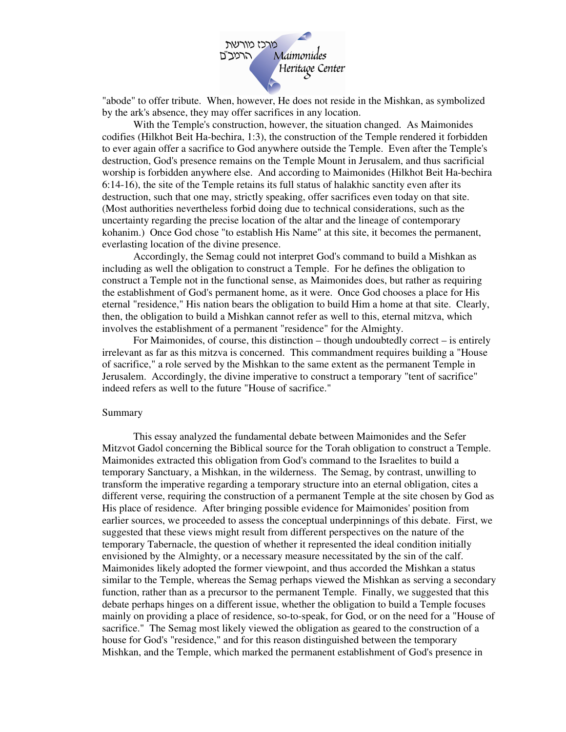"abode" to offer tribute. When, however, He does not reside in the Mishkan, as symbolized by the ark's absence, they may offer sacrifices in any location.

With the Temple's construction, however, the situation changed. As Maimonides codifies (Hilkhot Beit Ha-bechira, 1:3), the construction of the Temple rendered it forbidden to ever again offer a sacrifice to God anywhere outside the Temple. Even after the Temple's destruction, God's presence remains on the Temple Mount in Jerusalem, and thus sacrificial worship is forbidden anywhere else. And according to Maimonides (Hilkhot Beit Ha-bechira 6:14-16), the site of the Temple retains its full status of halakhic sanctity even after its destruction, such that one may, strictly speaking, offer sacrifices even today on that site. (Most authorities nevertheless forbid doing due to technical considerations, such as the uncertainty regarding the precise location of the altar and the lineage of contemporary kohanim.) Once God chose "to establish His Name" at this site, it becomes the permanent, everlasting location of the divine presence.

Accordingly, the Semag could not interpret God's command to build a Mishkan as including as well the obligation to construct a Temple. For he defines the obligation to construct a Temple not in the functional sense, as Maimonides does, but rather as requiring the establishment of God's permanent home, as it were. Once God chooses a place for His eternal "residence," His nation bears the obligation to build Him a home at that site. Clearly, then, the obligation to build a Mishkan cannot refer as well to this, eternal mitzva, which involves the establishment of a permanent "residence" for the Almighty.

For Maimonides, of course, this distinction – though undoubtedly correct – is entirely irrelevant as far as this mitzva is concerned. This commandment requires building a "House of sacrifice," a role served by the Mishkan to the same extent as the permanent Temple in Jerusalem. Accordingly, the divine imperative to construct a temporary "tent of sacrifice" indeed refers as well to the future "House of sacrifice."

## Summary

This essay analyzed the fundamental debate between Maimonides and the Sefer Mitzvot Gadol concerning the Biblical source for the Torah obligation to construct a Temple. Maimonides extracted this obligation from God's command to the Israelites to build a temporary Sanctuary, a Mishkan, in the wilderness. The Semag, by contrast, unwilling to transform the imperative regarding a temporary structure into an eternal obligation, cites a different verse, requiring the construction of a permanent Temple at the site chosen by God as His place of residence. After bringing possible evidence for Maimonides' position from earlier sources, we proceeded to assess the conceptual underpinnings of this debate. First, we suggested that these views might result from different perspectives on the nature of the temporary Tabernacle, the question of whether it represented the ideal condition initially envisioned by the Almighty, or a necessary measure necessitated by the sin of the calf. Maimonides likely adopted the former viewpoint, and thus accorded the Mishkan a status similar to the Temple, whereas the Semag perhaps viewed the Mishkan as serving a secondary function, rather than as a precursor to the permanent Temple. Finally, we suggested that this debate perhaps hinges on a different issue, whether the obligation to build a Temple focuses mainly on providing a place of residence, so-to-speak, for God, or on the need for a "House of sacrifice." The Semag most likely viewed the obligation as geared to the construction of a house for God's "residence," and for this reason distinguished between the temporary Mishkan, and the Temple, which marked the permanent establishment of God's presence in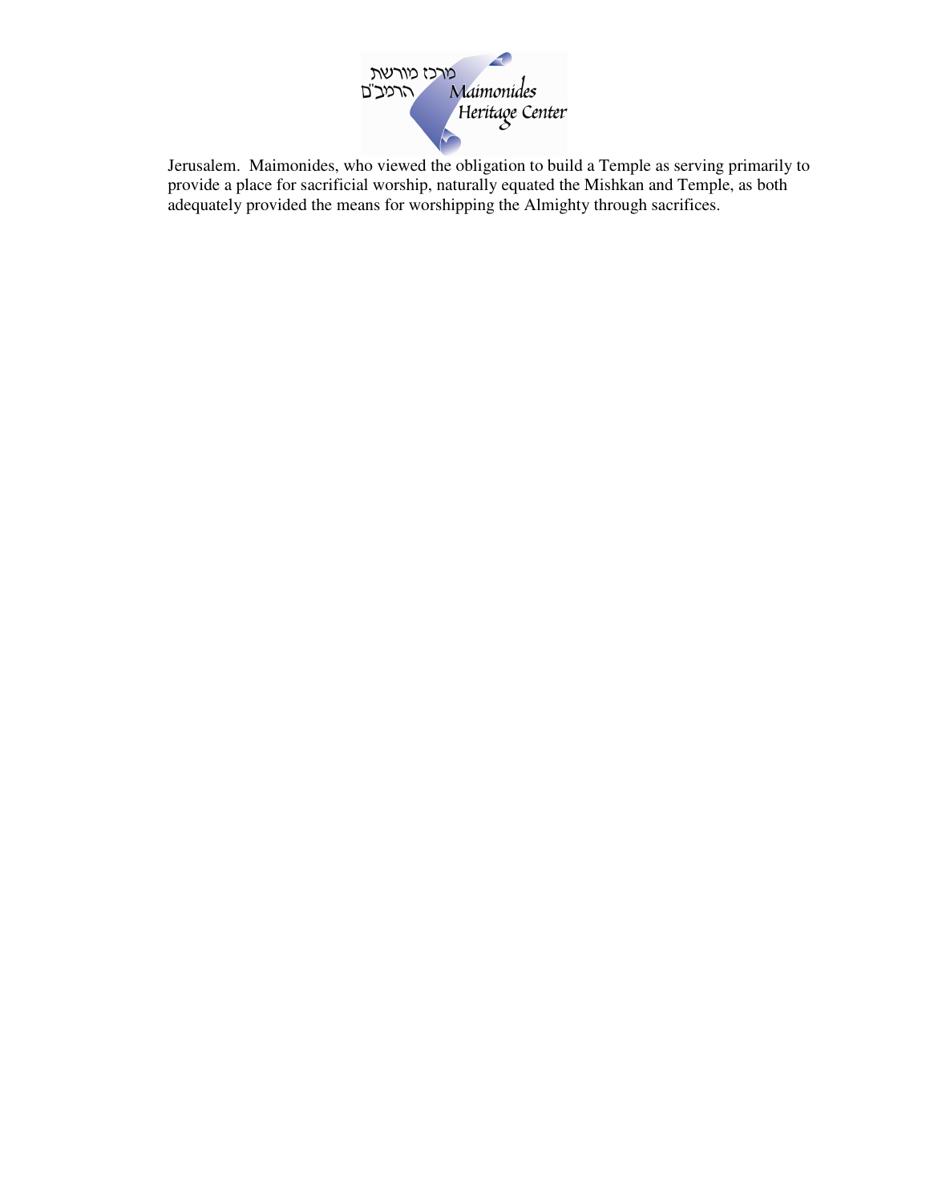Jerusalem. Maimonides, who viewed the obligation to build a Temple as serving primarily to provide a place for sacrificial worship, naturally equated the Mishkan and Temple, as both adequately provided the means for worshipping the Almighty through sacrifices.